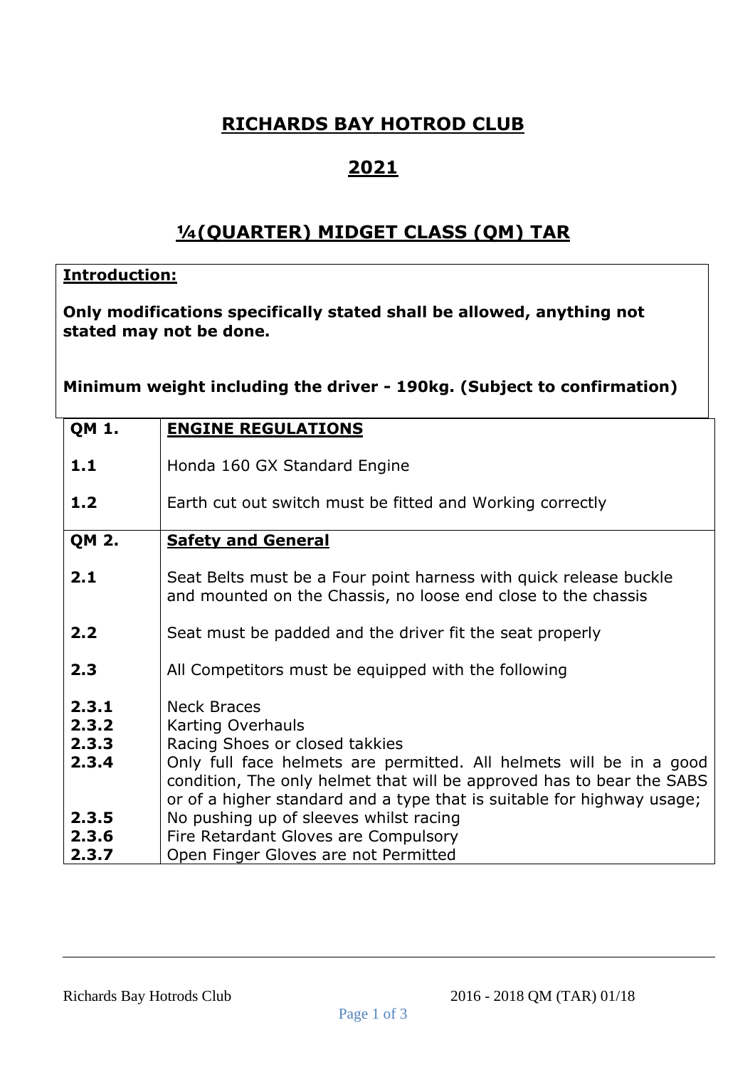# RICHARDS BAY HOTROD CLUB

## 2021

## ¼(QUARTER) MIDGET CLASS (QM) TAR

**Introduction:**

**Only modifications specifically stated shall be allowed, anything not stated may not be done.**

**Minimum weight including the driver - 190kg. (Subject to confirmation)**

| | |
|---|---|
| **QM 1.** | **ENGINE REGULATIONS** |
| **1.1** | Honda 160 GX Standard Engine |
| **1.2** | Earth cut out switch must be fitted and Working correctly |
| **QM 2.** | **Safety and General** |
| **2.1** | Seat Belts must be a Four point harness with quick release buckle and mounted on the Chassis, no loose end close to the chassis |
| **2.2** | Seat must be padded and the driver fit the seat properly |
| **2.3** | All Competitors must be equipped with the following |
| **2.3.1** | Neck Braces |
| **2.3.2** | Karting Overhauls |
| **2.3.3** | Racing Shoes or closed takkies |
| **2.3.4** | Only full face helmets are permitted. All helmets will be in a good condition, The only helmet that will be approved has to bear the SABS or of a higher standard and a type that is suitable for highway usage; |
| **2.3.5** | No pushing up of sleeves whilst racing |
| **2.3.6** | Fire Retardant Gloves are Compulsory |
| **2.3.7** | Open Finger Gloves are not Permitted |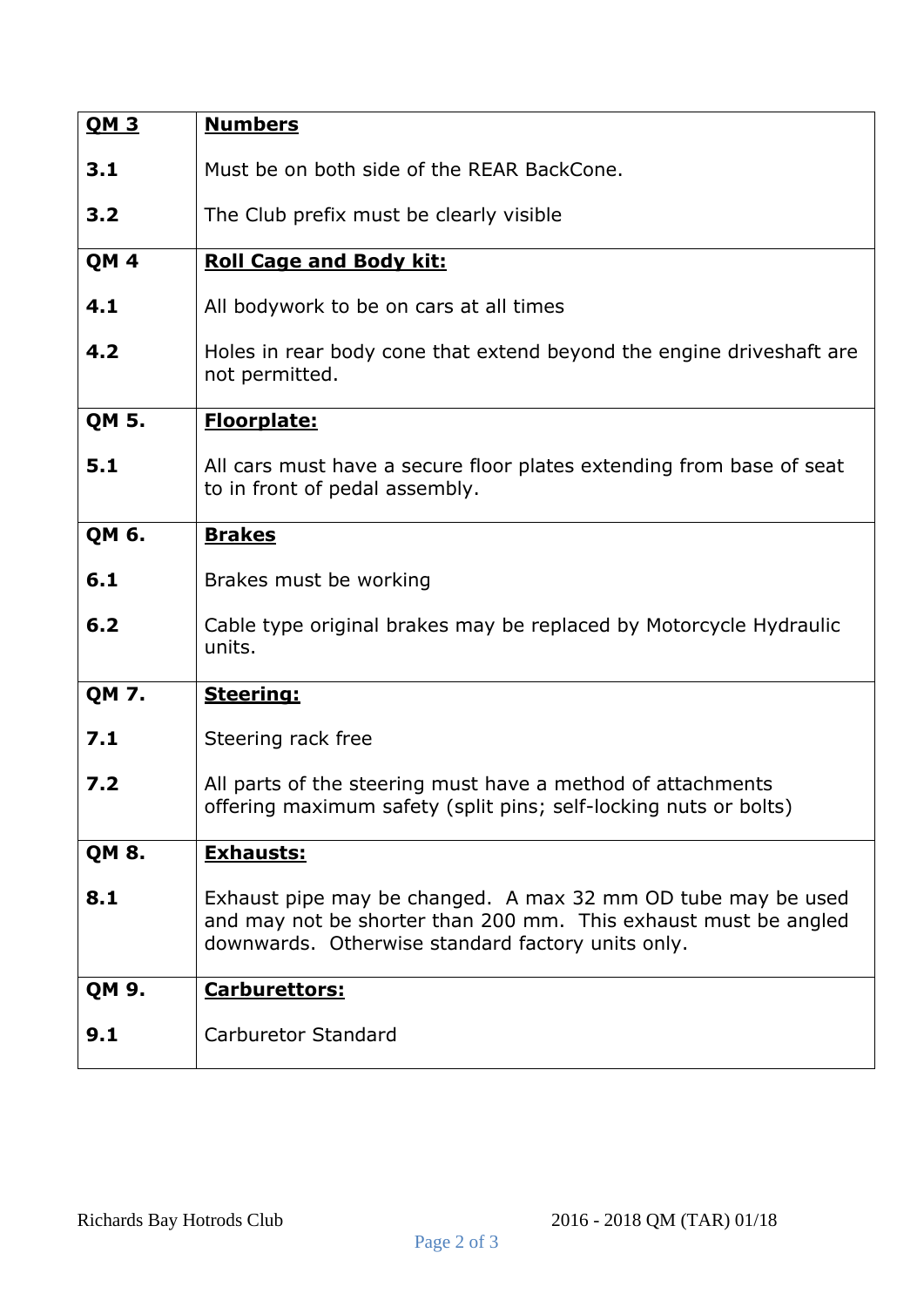| **QM 3** | **Numbers** |
|---|---|
| **3.1** | Must be on both side of the REAR BackCone. |
| **3.2** | The Club prefix must be clearly visible |
| **QM 4** | **Roll Cage and Body kit:** |
| **4.1** | All bodywork to be on cars at all times |
| **4.2** | Holes in rear body cone that extend beyond the engine driveshaft are not permitted. |
| **QM 5.** | **Floorplate:** |
| **5.1** | All cars must have a secure floor plates extending from base of seat to in front of pedal assembly. |
| **QM 6.** | **Brakes** |
| **6.1** | Brakes must be working |
| **6.2** | Cable type original brakes may be replaced by Motorcycle Hydraulic units. |
| **QM 7.** | **Steering:** |
| **7.1** | Steering rack free |
| **7.2** | All parts of the steering must have a method of attachments offering maximum safety (split pins; self-locking nuts or bolts) |
| **QM 8.** | **Exhausts:** |
| **8.1** | Exhaust pipe may be changed. A max 32 mm OD tube may be used and may not be shorter than 200 mm. This exhaust must be angled downwards. Otherwise standard factory units only. |
| **QM 9.** | **Carburettors:** |
| **9.1** | Carburetor Standard |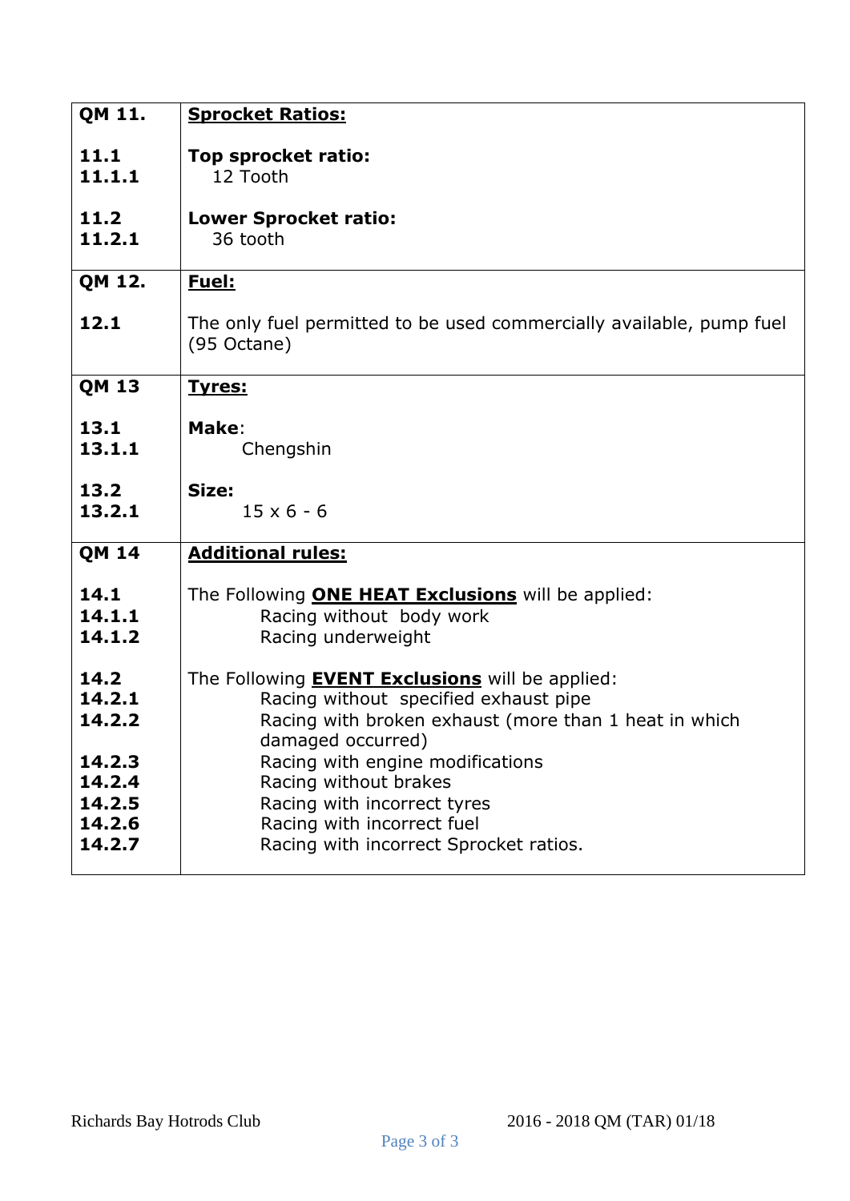| | |
|---|---|
| **QM 11.** | **Sprocket Ratios:** |
| **11.1** | **Top sprocket ratio:** |
| **11.1.1** | 12 Tooth |
| **11.2** | **Lower Sprocket ratio:** |
| **11.2.1** | 36 tooth |
| **QM 12.** | **Fuel:** |
| **12.1** | The only fuel permitted to be used commercially available, pump fuel (95 Octane) |
| **QM 13** | **Tyres:** |
| **13.1** | **Make**: |
| **13.1.1** | Chengshin |
| **13.2** | **Size:** |
| **13.2.1** | 15 x 6 - 6 |
| **QM 14** | **Additional rules:** |
| **14.1** | The Following **ONE HEAT Exclusions** will be applied: |
| **14.1.1** | Racing without body work |
| **14.1.2** | Racing underweight |
| **14.2** | The Following **EVENT Exclusions** will be applied: |
| **14.2.1** | Racing without specified exhaust pipe |
| **14.2.2** | Racing with broken exhaust (more than 1 heat in which damaged occurred) |
| **14.2.3** | Racing with engine modifications |
| **14.2.4** | Racing without brakes |
| **14.2.5** | Racing with incorrect tyres |
| **14.2.6** | Racing with incorrect fuel |
| **14.2.7** | Racing with incorrect Sprocket ratios. |

Richards Bay Hotrods Club 2016 - 2018 QM (TAR) 01/18